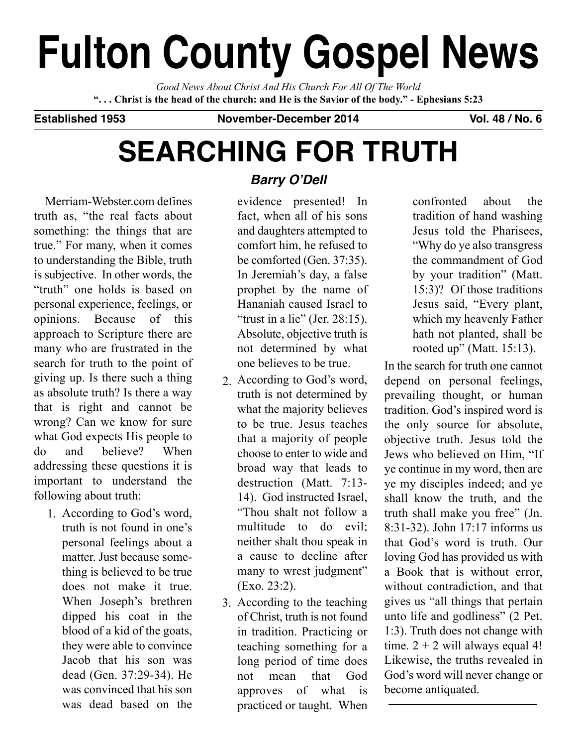# Fulton County Gospel News

*Good News About Christ And His Church For All Of The World*

**". . . Christ is the head of the church: and He is the Savior of the body." - Ephesians 5:23**

**Established 1953** **November-December 2014** **Vol. 48 / No. 6**

## SEARCHING FOR TRUTH

***Barry O'Dell***

Merriam-Webster.com defines truth as, "the real facts about something: the things that are true." For many, when it comes to understanding the Bible, truth is subjective. In other words, the "truth" one holds is based on personal experience, feelings, or opinions. Because of this approach to Scripture there are many who are frustrated in the search for truth to the point of giving up. Is there such a thing as absolute truth? Is there a way that is right and cannot be wrong? Can we know for sure what God expects His people to do and believe? When addressing these questions it is important to understand the following about truth:

1. According to God's word, truth is not found in one's personal feelings about a matter. Just because something is believed to be true does not make it true. When Joseph's brethren dipped his coat in the blood of a kid of the goats, they were able to convince Jacob that his son was dead (Gen. 37:29-34). He was convinced that his son was dead based on the evidence presented! In fact, when all of his sons and daughters attempted to comfort him, he refused to be comforted (Gen. 37:35). In Jeremiah's day, a false prophet by the name of Hananiah caused Israel to "trust in a lie" (Jer. 28:15). Absolute, objective truth is not determined by what one believes to be true.
2. According to God's word, truth is not determined by what the majority believes to be true. Jesus teaches that a majority of people choose to enter to wide and broad way that leads to destruction (Matt. 7:13-14). God instructed Israel, "Thou shalt not follow a multitude to do evil; neither shalt thou speak in a cause to decline after many to wrest judgment" (Exo. 23:2).
3. According to the teaching of Christ, truth is not found in tradition. Practicing or teaching something for a long period of time does not mean that God approves of what is practiced or taught. When confronted about the tradition of hand washing Jesus told the Pharisees, "Why do ye also transgress the commandment of God by your tradition" (Matt. 15:3)? Of those traditions Jesus said, "Every plant, which my heavenly Father hath not planted, shall be rooted up" (Matt. 15:13).

In the search for truth one cannot depend on personal feelings, prevailing thought, or human tradition. God's inspired word is the only source for absolute, objective truth. Jesus told the Jews who believed on Him, "If ye continue in my word, then are ye my disciples indeed; and ye shall know the truth, and the truth shall make you free" (Jn. 8:31-32). John 17:17 informs us that God's word is truth. Our loving God has provided us with a Book that is without error, without contradiction, and that gives us "all things that pertain unto life and godliness" (2 Pet. 1:3). Truth does not change with time. 2 + 2 will always equal 4! Likewise, the truths revealed in God's word will never change or become antiquated.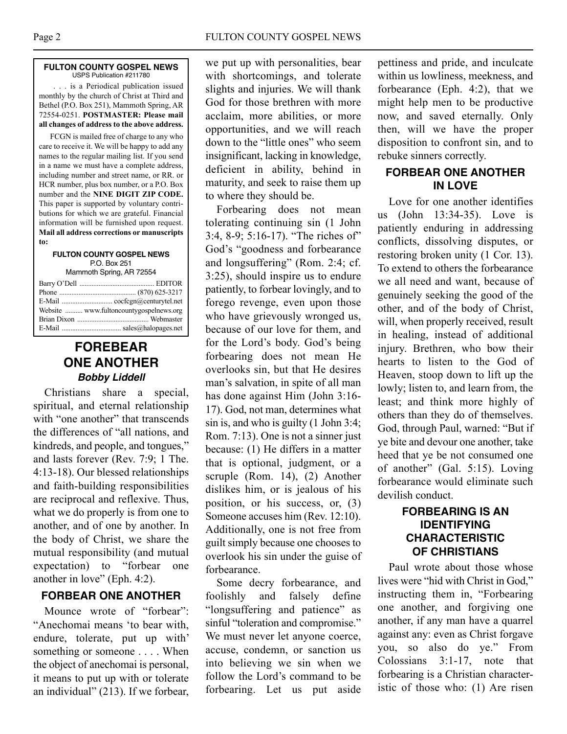**FULTON COUNTY GOSPEL NEWS**
USPS Publication #211780

. . . is a Periodical publication issued monthly by the church of Christ at Third and Bethel (P.O. Box 251), Mammoth Spring, AR 72554-0251. **POSTMASTER: Please mail all changes of address to the above address.**

FCGN is mailed free of charge to any who care to receive it. We will be happy to add any names to the regular mailing list. If you send in a name we must have a complete address, including number and street name, or RR. or HCR number, plus box number, or a P.O. Box number and the **NINE DIGIT ZIP CODE.** This paper is supported by voluntary contributions for which we are grateful. Financial information will be furnished upon request. **Mail all address corrections or manuscripts to:**

**FULTON COUNTY GOSPEL NEWS**
P.O. Box 251
Mammoth Spring, AR 72554

Barry O'Dell .......... EDITOR
Phone .......... (870) 625-3217
E-Mail .......... cocfcgn@centurytel.net
Website .......... www.fultoncountygospelnews.org
Brian Dixon .......... Webmaster
E-Mail .......... sales@halopages.net

# FOREBEAR ONE ANOTHER

***Bobby Liddell***

Christians share a special, spiritual, and eternal relationship with "one another" that transcends the differences of "all nations, and kindreds, and people, and tongues," and lasts forever (Rev. 7:9; 1 The. 4:13-18). Our blessed relationships and faith-building responsibilities are reciprocal and reflexive. Thus, what we do properly is from one to another, and of one by another. In the body of Christ, we share the mutual responsibility (and mutual expectation) to "forbear one another in love" (Eph. 4:2).

## FORBEAR ONE ANOTHER

Mounce wrote of "forbear": "Anechomai means 'to bear with, endure, tolerate, put up with' something or someone . . . . When the object of anechomai is personal, it means to put up with or tolerate an individual" (213). If we forbear, we put up with personalities, bear with shortcomings, and tolerate slights and injuries. We will thank God for those brethren with more acclaim, more abilities, or more opportunities, and we will reach down to the "little ones" who seem insignificant, lacking in knowledge, deficient in ability, behind in maturity, and seek to raise them up to where they should be.

Forbearing does not mean tolerating continuing sin (1 John 3:4, 8-9; 5:16-17). "The riches of" God's "goodness and forbearance and longsuffering" (Rom. 2:4; cf. 3:25), should inspire us to endure patiently, to forbear lovingly, and to forego revenge, even upon those who have grievously wronged us, because of our love for them, and for the Lord's body. God's being forbearing does not mean He overlooks sin, but that He desires man's salvation, in spite of all man has done against Him (John 3:16-17). God, not man, determines what sin is, and who is guilty (1 John 3:4; Rom. 7:13). One is not a sinner just because: (1) He differs in a matter that is optional, judgment, or a scruple (Rom. 14), (2) Another dislikes him, or is jealous of his position, or his success, or, (3) Someone accuses him (Rev. 12:10). Additionally, one is not free from guilt simply because one chooses to overlook his sin under the guise of forbearance.

Some decry forbearance, and foolishly and falsely define "longsuffering and patience" as sinful "toleration and compromise." We must never let anyone coerce, accuse, condemn, or sanction us into believing we sin when we follow the Lord's command to be forbearing. Let us put aside pettiness and pride, and inculcate within us lowliness, meekness, and forbearance (Eph. 4:2), that we might help men to be productive now, and saved eternally. Only then, will we have the proper disposition to confront sin, and to rebuke sinners correctly.

## FORBEAR ONE ANOTHER IN LOVE

Love for one another identifies us (John 13:34-35). Love is patiently enduring in addressing conflicts, dissolving disputes, or restoring broken unity (1 Cor. 13). To extend to others the forbearance we all need and want, because of genuinely seeking the good of the other, and of the body of Christ, will, when properly received, result in healing, instead of additional injury. Brethren, who bow their hearts to listen to the God of Heaven, stoop down to lift up the lowly; listen to, and learn from, the least; and think more highly of others than they do of themselves. God, through Paul, warned: "But if ye bite and devour one another, take heed that ye be not consumed one of another" (Gal. 5:15). Loving forbearance would eliminate such devilish conduct.

## FORBEARING IS AN IDENTIFYING CHARACTERISTIC OF CHRISTIANS

Paul wrote about those whose lives were "hid with Christ in God," instructing them in, "Forbearing one another, and forgiving one another, if any man have a quarrel against any: even as Christ forgave you, so also do ye." From Colossians 3:1-17, note that forbearing is a Christian characteristic of those who: (1) Are risen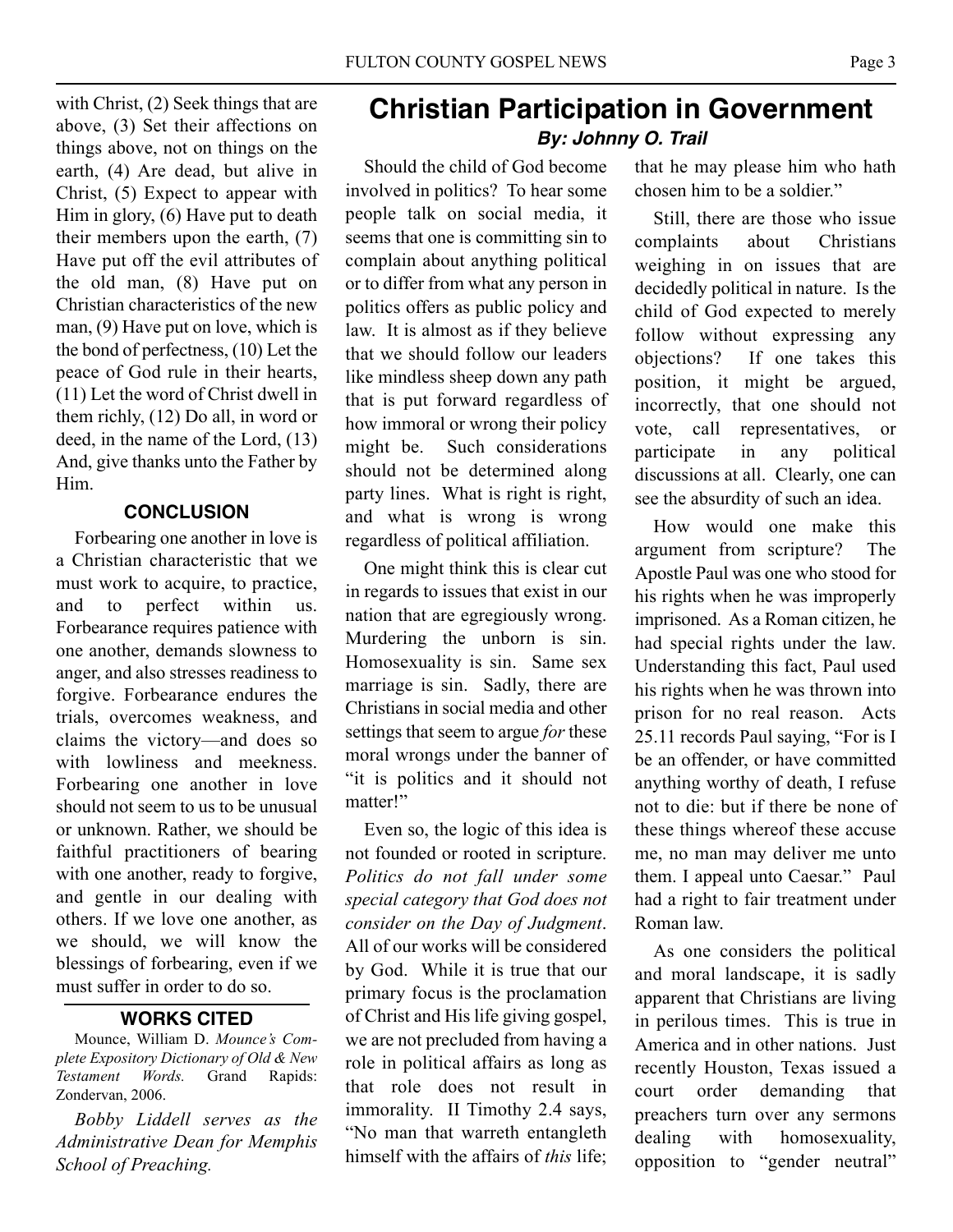with Christ, (2) Seek things that are above, (3) Set their affections on things above, not on things on the earth, (4) Are dead, but alive in Christ, (5) Expect to appear with Him in glory, (6) Have put to death their members upon the earth, (7) Have put off the evil attributes of the old man, (8) Have put on Christian characteristics of the new man, (9) Have put on love, which is the bond of perfectness, (10) Let the peace of God rule in their hearts, (11) Let the word of Christ dwell in them richly, (12) Do all, in word or deed, in the name of the Lord, (13) And, give thanks unto the Father by Him.

### CONCLUSION

Forbearing one another in love is a Christian characteristic that we must work to acquire, to practice, and to perfect within us. Forbearance requires patience with one another, demands slowness to anger, and also stresses readiness to forgive. Forbearance endures the trials, overcomes weakness, and claims the victory—and does so with lowliness and meekness. Forbearing one another in love should not seem to us to be unusual or unknown. Rather, we should be faithful practitioners of bearing with one another, ready to forgive, and gentle in our dealing with others. If we love one another, as we should, we will know the blessings of forbearing, even if we must suffer in order to do so.

### WORKS CITED

Mounce, William D. *Mounce's Complete Expository Dictionary of Old & New Testament Words.* Grand Rapids: Zondervan, 2006.

*Bobby Liddell serves as the Administrative Dean for Memphis School of Preaching.*

# Christian Participation in Government

***By: Johnny O. Trail***

Should the child of God become involved in politics? To hear some people talk on social media, it seems that one is committing sin to complain about anything political or to differ from what any person in politics offers as public policy and law. It is almost as if they believe that we should follow our leaders like mindless sheep down any path that is put forward regardless of how immoral or wrong their policy might be. Such considerations should not be determined along party lines. What is right is right, and what is wrong is wrong regardless of political affiliation.

One might think this is clear cut in regards to issues that exist in our nation that are egregiously wrong. Murdering the unborn is sin. Homosexuality is sin. Same sex marriage is sin. Sadly, there are Christians in social media and other settings that seem to argue *for* these moral wrongs under the banner of "it is politics and it should not matter!"

Even so, the logic of this idea is not founded or rooted in scripture. *Politics do not fall under some special category that God does not consider on the Day of Judgment*. All of our works will be considered by God. While it is true that our primary focus is the proclamation of Christ and His life giving gospel, we are not precluded from having a role in political affairs as long as that role does not result in immorality. II Timothy 2.4 says, "No man that warreth entangleth himself with the affairs of *this* life; that he may please him who hath chosen him to be a soldier."

Still, there are those who issue complaints about Christians weighing in on issues that are decidedly political in nature. Is the child of God expected to merely follow without expressing any objections? If one takes this position, it might be argued, incorrectly, that one should not vote, call representatives, or participate in any political discussions at all. Clearly, one can see the absurdity of such an idea.

How would one make this argument from scripture? The Apostle Paul was one who stood for his rights when he was improperly imprisoned. As a Roman citizen, he had special rights under the law. Understanding this fact, Paul used his rights when he was thrown into prison for no real reason. Acts 25.11 records Paul saying, "For is I be an offender, or have committed anything worthy of death, I refuse not to die: but if there be none of these things whereof these accuse me, no man may deliver me unto them. I appeal unto Caesar." Paul had a right to fair treatment under Roman law.

As one considers the political and moral landscape, it is sadly apparent that Christians are living in perilous times. This is true in America and in other nations. Just recently Houston, Texas issued a court order demanding that preachers turn over any sermons dealing with homosexuality, opposition to "gender neutral"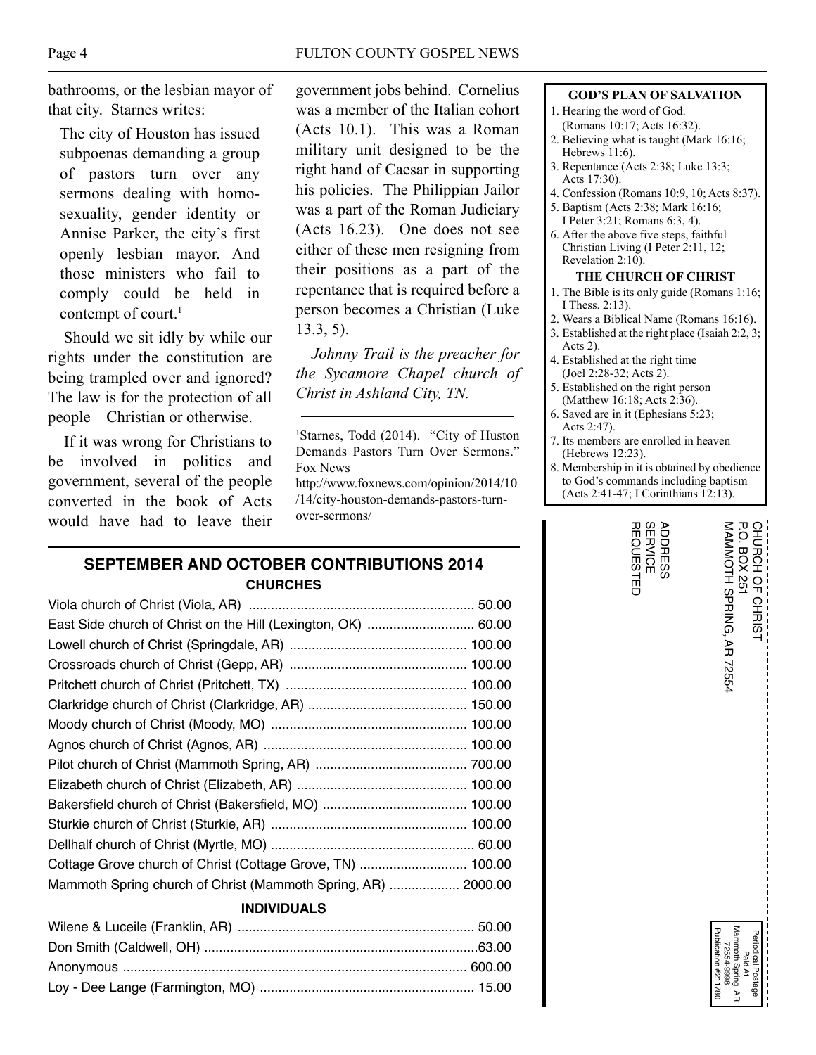bathrooms, or the lesbian mayor of that city. Starnes writes:

> The city of Houston has issued subpoenas demanding a group of pastors turn over any sermons dealing with homosexuality, gender identity or Annise Parker, the city's first openly lesbian mayor. And those ministers who fail to comply could be held in contempt of court.[1]

Should we sit idly by while our rights under the constitution are being trampled over and ignored? The law is for the protection of all people—Christian or otherwise.

If it was wrong for Christians to be involved in politics and government, several of the people converted in the book of Acts would have had to leave their government jobs behind. Cornelius was a member of the Italian cohort (Acts 10.1). This was a Roman military unit designed to be the right hand of Caesar in supporting his policies. The Philippian Jailor was a part of the Roman Judiciary (Acts 16.23). One does not see either of these men resigning from their positions as a part of the repentance that is required before a person becomes a Christian (Luke 13.3, 5).

*Johnny Trail is the preacher for the Sycamore Chapel church of Christ in Ashland City, TN.*

---

[1]Starnes, Todd (2014). "City of Huston Demands Pastors Turn Over Sermons." Fox News http://www.foxnews.com/opinion/2014/10/14/city-houston-demands-pastors-turn-over-sermons/

## SEPTEMBER AND OCTOBER CONTRIBUTIONS 2014

### CHURCHES

| | |
|---|---|
| Viola church of Christ (Viola, AR) | 50.00 |
| East Side church of Christ on the Hill (Lexington, OK) | 60.00 |
| Lowell church of Christ (Springdale, AR) | 100.00 |
| Crossroads church of Christ (Gepp, AR) | 100.00 |
| Pritchett church of Christ (Pritchett, TX) | 100.00 |
| Clarkridge church of Christ (Clarkridge, AR) | 150.00 |
| Moody church of Christ (Moody, MO) | 100.00 |
| Agnos church of Christ (Agnos, AR) | 100.00 |
| Pilot church of Christ (Mammoth Spring, AR) | 700.00 |
| Elizabeth church of Christ (Elizabeth, AR) | 100.00 |
| Bakersfield church of Christ (Bakersfield, MO) | 100.00 |
| Sturkie church of Christ (Sturkie, AR) | 100.00 |
| Dellhalf church of Christ (Myrtle, MO) | 60.00 |
| Cottage Grove church of Christ (Cottage Grove, TN) | 100.00 |
| Mammoth Spring church of Christ (Mammoth Spring, AR) | 2000.00 |

### INDIVIDUALS

| | |
|---|---|
| Wilene & Luceile (Franklin, AR) | 50.00 |
| Don Smith (Caldwell, OH) | 63.00 |
| Anonymous | 600.00 |
| Loy - Dee Lange (Farmington, MO) | 15.00 |

### GOD'S PLAN OF SALVATION

1. Hearing the word of God. (Romans 10:17; Acts 16:32).
2. Believing what is taught (Mark 16:16; Hebrews 11:6).
3. Repentance (Acts 2:38; Luke 13:3; Acts 17:30).
4. Confession (Romans 10:9, 10; Acts 8:37).
5. Baptism (Acts 2:38; Mark 16:16; I Peter 3:21; Romans 6:3, 4).
6. After the above five steps, faithful Christian Living (I Peter 2:11, 12; Revelation 2:10).

### THE CHURCH OF CHRIST

1. The Bible is its only guide (Romans 1:16; I Thess. 2:13).
2. Wears a Biblical Name (Romans 16:16).
3. Established at the right place (Isaiah 2:2, 3; Acts 2).
4. Established at the right time (Joel 2:28-32; Acts 2).
5. Established on the right person (Matthew 16:18; Acts 2:36).
6. Saved are in it (Ephesians 5:23; Acts 2:47).
7. Its members are enrolled in heaven (Hebrews 12:23).
8. Membership in it is obtained by obedience to God's commands including baptism (Acts 2:41-47; I Corinthians 12:13).

CHURCH OF CHRIST
P.O. BOX 251
MAMMOTH SPRING, AR 72554

ADDRESS SERVICE REQUESTED

Periodical Postage Paid At Mammoth Spring, AR 72554-9998 Publication #211780